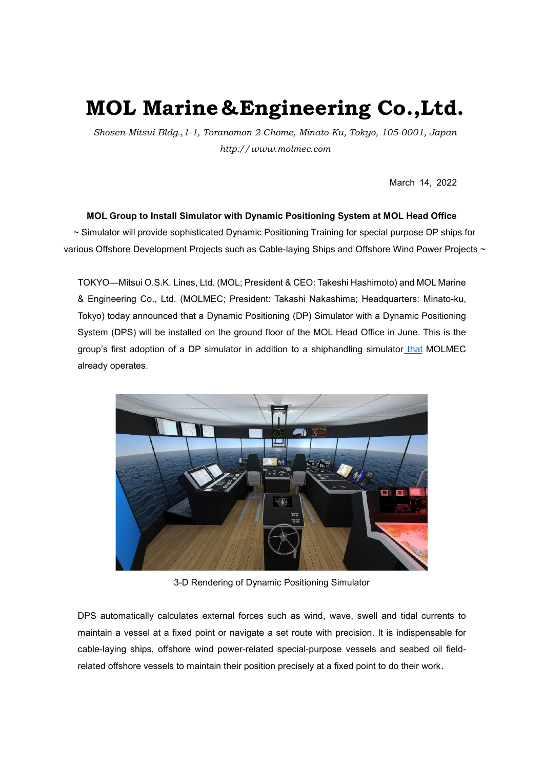# MOL Marine＆Engineering Co.,Ltd.

*Shosen-Mitsui Bldg.,1-1, Toranomon 2-Chome, Minato-Ku, Tokyo, 105-0001, Japan*
*http://www.molmec.com*

March 14, 2022

**MOL Group to Install Simulator with Dynamic Positioning System at MOL Head Office**

~ Simulator will provide sophisticated Dynamic Positioning Training for special purpose DP ships for various Offshore Development Projects such as Cable-laying Ships and Offshore Wind Power Projects ~

TOKYO—Mitsui O.S.K. Lines, Ltd. (MOL; President & CEO: Takeshi Hashimoto) and MOL Marine & Engineering Co., Ltd. (MOLMEC; President: Takashi Nakashima; Headquarters: Minato-ku, Tokyo) today announced that a Dynamic Positioning (DP) Simulator with a Dynamic Positioning System (DPS) will be installed on the ground floor of the MOL Head Office in June. This is the group's first adoption of a DP simulator in addition to a shiphandling simulator that MOLMEC already operates.

3-D Rendering of Dynamic Positioning Simulator

DPS automatically calculates external forces such as wind, wave, swell and tidal currents to maintain a vessel at a fixed point or navigate a set route with precision. It is indispensable for cable-laying ships, offshore wind power-related special-purpose vessels and seabed oil field-related offshore vessels to maintain their position precisely at a fixed point to do their work.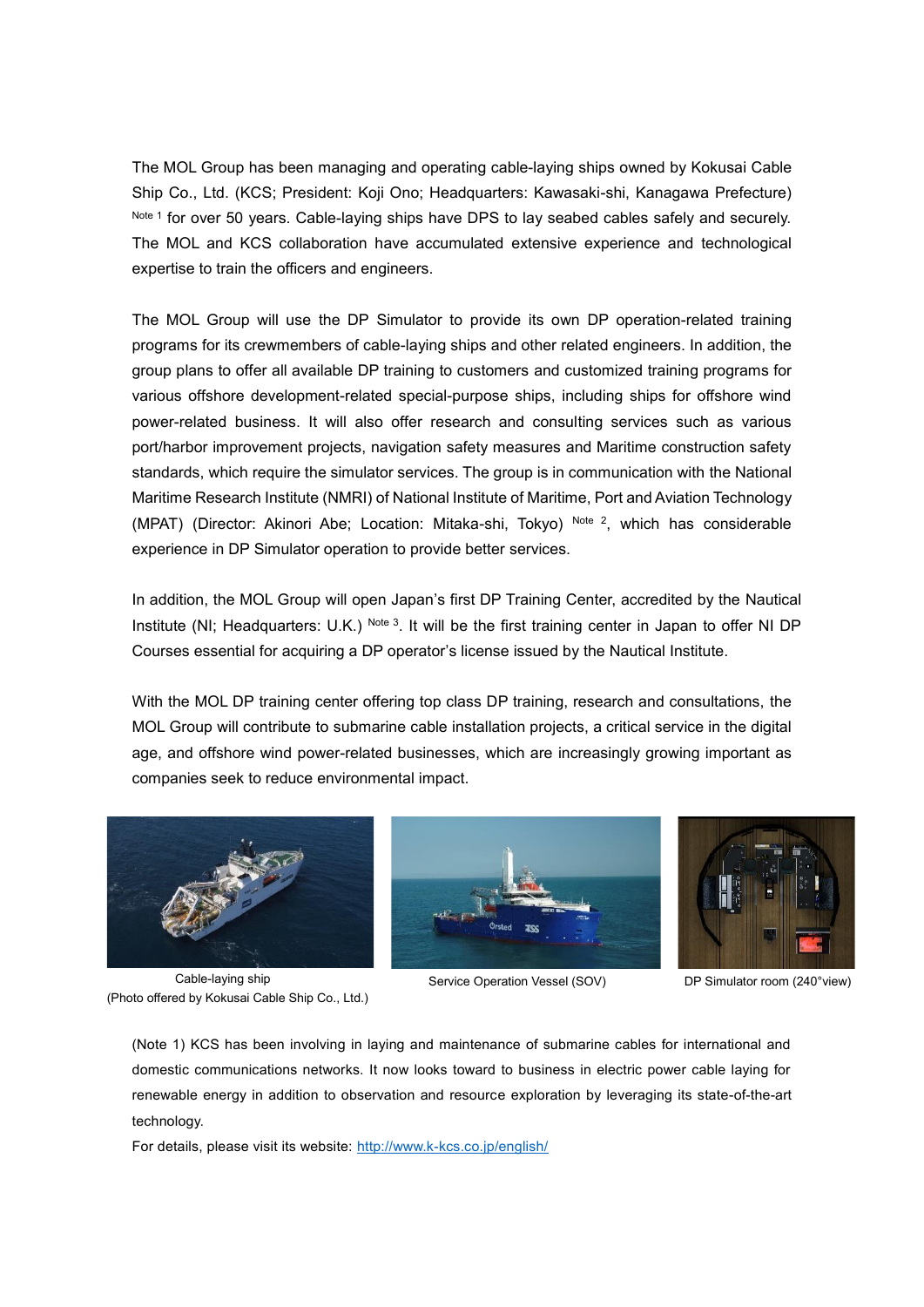The MOL Group has been managing and operating cable-laying ships owned by Kokusai Cable Ship Co., Ltd. (KCS; President: Koji Ono; Headquarters: Kawasaki-shi, Kanagawa Prefecture) [Note 1] for over 50 years. Cable-laying ships have DPS to lay seabed cables safely and securely. The MOL and KCS collaboration have accumulated extensive experience and technological expertise to train the officers and engineers.

The MOL Group will use the DP Simulator to provide its own DP operation-related training programs for its crewmembers of cable-laying ships and other related engineers. In addition, the group plans to offer all available DP training to customers and customized training programs for various offshore development-related special-purpose ships, including ships for offshore wind power-related business. It will also offer research and consulting services such as various port/harbor improvement projects, navigation safety measures and Maritime construction safety standards, which require the simulator services. The group is in communication with the National Maritime Research Institute (NMRI) of National Institute of Maritime, Port and Aviation Technology (MPAT) (Director: Akinori Abe; Location: Mitaka-shi, Tokyo) [Note 2], which has considerable experience in DP Simulator operation to provide better services.

In addition, the MOL Group will open Japan's first DP Training Center, accredited by the Nautical Institute (NI; Headquarters: U.K.) [Note 3]. It will be the first training center in Japan to offer NI DP Courses essential for acquiring a DP operator's license issued by the Nautical Institute.

With the MOL DP training center offering top class DP training, research and consultations, the MOL Group will contribute to submarine cable installation projects, a critical service in the digital age, and offshore wind power-related businesses, which are increasingly growing important as companies seek to reduce environmental impact.

Cable-laying ship
(Photo offered by Kokusai Cable Ship Co., Ltd.)

Service Operation Vessel (SOV)

DP Simulator room (240°view)

(Note 1) KCS has been involving in laying and maintenance of submarine cables for international and domestic communications networks. It now looks toward to business in electric power cable laying for renewable energy in addition to observation and resource exploration by leveraging its state-of-the-art technology.
For details, please visit its website: [http://www.k-kcs.co.jp/english/](http://www.k-kcs.co.jp/english/)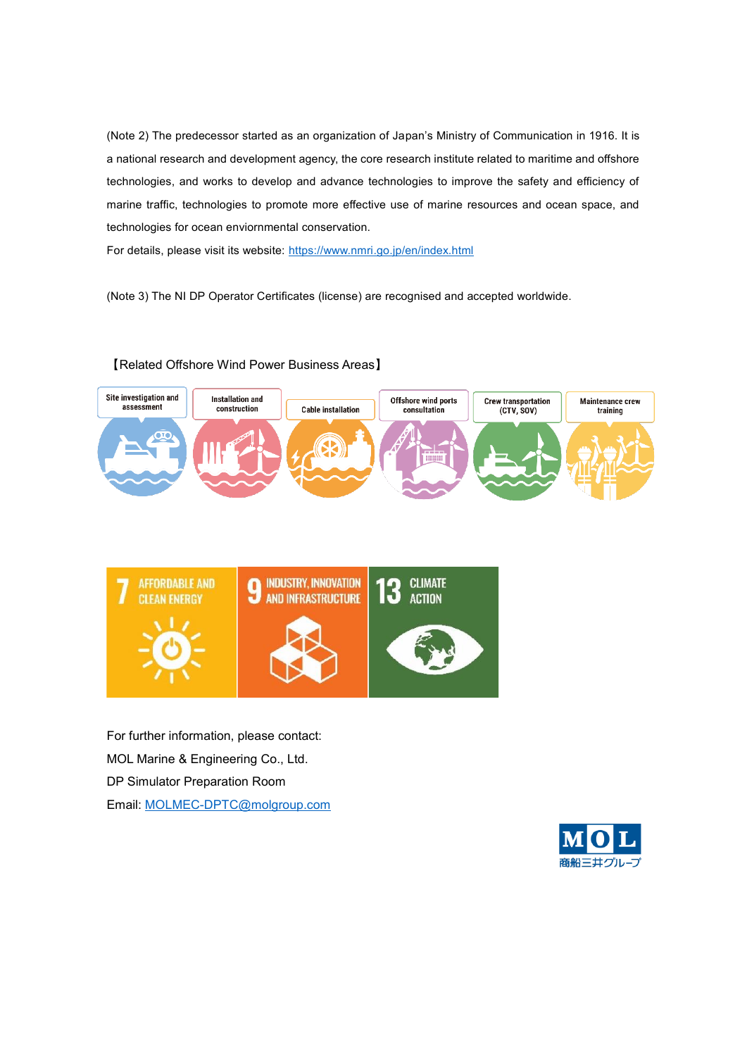(Note 2) The predecessor started as an organization of Japan's Ministry of Communication in 1916. It is a national research and development agency, the core research institute related to maritime and offshore technologies, and works to develop and advance technologies to improve the safety and efficiency of marine traffic, technologies to promote more effective use of marine resources and ocean space, and technologies for ocean enviornmental conservation.

For details, please visit its website: https://www.nmri.go.jp/en/index.html

(Note 3) The NI DP Operator Certificates (license) are recognised and accepted worldwide.

【Related Offshore Wind Power Business Areas】

Site investigation and assessment

Installation and construction

Cable installation

Offshore wind ports consultation

Crew transportation (CTV, SOV)

Maintenance crew training

7 AFFORDABLE AND CLEAN ENERGY

9 INDUSTRY, INNOVATION AND INFRASTRUCTURE

13 CLIMATE ACTION

For further information, please contact:
MOL Marine & Engineering Co., Ltd.
DP Simulator Preparation Room
Email: MOLMEC-DPTC@molgroup.com

MOL
商船三井グループ